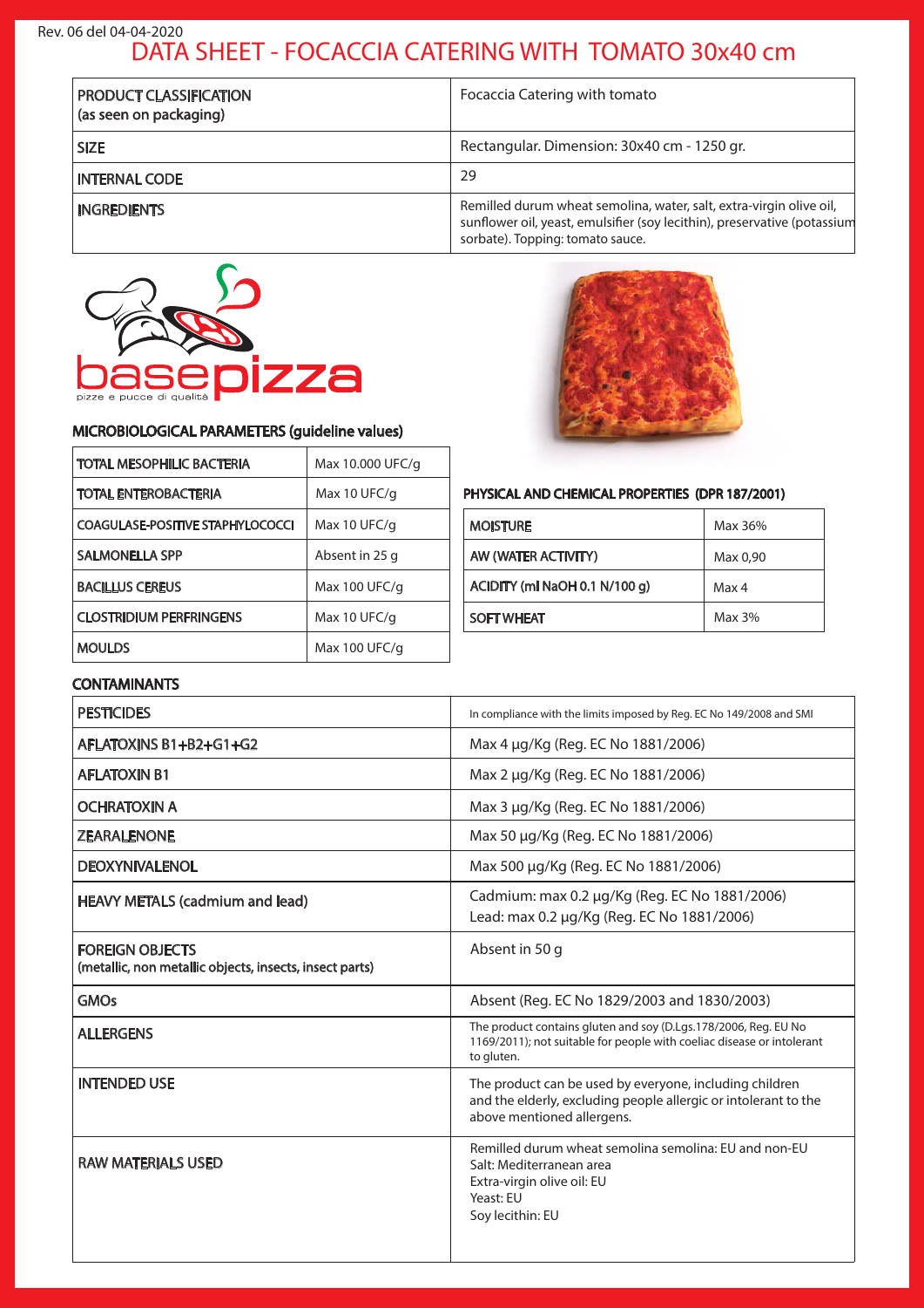Rev. 06 del 04-04-2020

# DATA SHEET - FOCACCIA CATERING WITH TOMATO 30x40 cm

| PRODUCT CLASSIFICATION (as seen on packaging) | Focaccia Catering with tomato |
|---|---|
| SIZE | Rectangular. Dimension: 30x40 cm - 1250 gr. |
| INTERNAL CODE | 29 |
| INGREDIENTS | Remilled durum wheat semolina, water, salt, extra-virgin olive oil, sunflower oil, yeast, emulsifier (soy lecithin), preservative (potassium sorbate). Topping: tomato sauce. |

basepizza
pizze e pucce di qualità

## MICROBIOLOGICAL PARAMETERS (guideline values)

| TOTAL MESOPHILIC BACTERIA | Max 10.000 UFC/g |
|---|---|
| TOTAL ENTEROBACTERIA | Max 10 UFC/g |
| COAGULASE-POSITIVE STAPHYLOCOCCI | Max 10 UFC/g |
| SALMONELLA SPP | Absent in 25 g |
| BACILLUS CEREUS | Max 100 UFC/g |
| CLOSTRIDIUM PERFRINGENS | Max 10 UFC/g |
| MOULDS | Max 100 UFC/g |

## PHYSICAL AND CHEMICAL PROPERTIES (DPR 187/2001)

| MOISTURE | Max 36% |
|---|---|
| AW (WATER ACTIVITY) | Max 0,90 |
| ACIDITY (ml NaOH 0.1 N/100 g) | Max 4 |
| SOFT WHEAT | Max 3% |

## CONTAMINANTS

| PESTICIDES | In compliance with the limits imposed by Reg. EC No 149/2008 and SMI |
|---|---|
| AFLATOXINS B1+B2+G1+G2 | Max 4 µg/Kg (Reg. EC No 1881/2006) |
| AFLATOXIN B1 | Max 2 µg/Kg (Reg. EC No 1881/2006) |
| OCHRATOXIN A | Max 3 µg/Kg (Reg. EC No 1881/2006) |
| ZEARALENONE | Max 50 µg/Kg (Reg. EC No 1881/2006) |
| DEOXYNIVALENOL | Max 500 µg/Kg (Reg. EC No 1881/2006) |
| HEAVY METALS (cadmium and lead) | Cadmium: max 0.2 µg/Kg (Reg. EC No 1881/2006)<br>Lead: max 0.2 µg/Kg (Reg. EC No 1881/2006) |
| FOREIGN OBJECTS (metallic, non metallic objects, insects, insect parts) | Absent in 50 g |
| GMOs | Absent (Reg. EC No 1829/2003 and 1830/2003) |
| ALLERGENS | The product contains gluten and soy (D.Lgs.178/2006, Reg. EU No 1169/2011); not suitable for people with coeliac disease or intolerant to gluten. |
| INTENDED USE | The product can be used by everyone, including children and the elderly, excluding people allergic or intolerant to the above mentioned allergens. |
| RAW MATERIALS USED | Remilled durum wheat semolina semolina: EU and non-EU<br>Salt: Mediterranean area<br>Extra-virgin olive oil: EU<br>Yeast: EU<br>Soy lecithin: EU |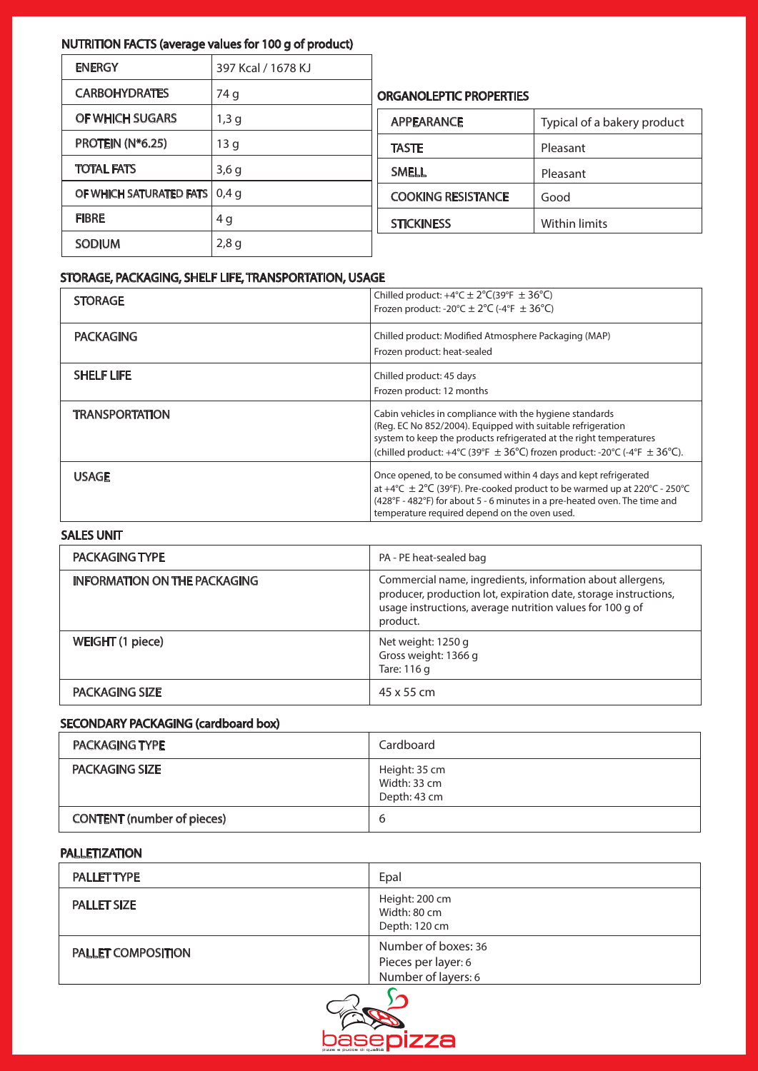## NUTRITION FACTS (average values for 100 g of product)

| | |
|---|---|
| ENERGY | 397 Kcal / 1678 KJ |
| CARBOHYDRATES | 74 g |
| OF WHICH SUGARS | 1,3 g |
| PROTEIN (N*6.25) | 13 g |
| TOTAL FATS | 3,6 g |
| OF WHICH SATURATED FATS | 0,4 g |
| FIBRE | 4 g |
| SODIUM | 2,8 g |

## ORGANOLEPTIC PROPERTIES

| | |
|---|---|
| APPEARANCE | Typical of a bakery product |
| TASTE | Pleasant |
| SMELL | Pleasant |
| COOKING RESISTANCE | Good |
| STICKINESS | Within limits |

## STORAGE, PACKAGING, SHELF LIFE, TRANSPORTATION, USAGE

| | |
|---|---|
| STORAGE | Chilled product: +4°C ± 2°C(39°F ± 36°C)<br>Frozen product: -20°C ± 2°C (-4°F ± 36°C) |
| PACKAGING | Chilled product: Modified Atmosphere Packaging (MAP)<br>Frozen product: heat-sealed |
| SHELF LIFE | Chilled product: 45 days<br>Frozen product: 12 months |
| TRANSPORTATION | Cabin vehicles in compliance with the hygiene standards (Reg. EC No 852/2004). Equipped with suitable refrigeration system to keep the products refrigerated at the right temperatures (chilled product: +4°C (39°F ± 36°C) frozen product: -20°C (-4°F ± 36°C). |
| USAGE | Once opened, to be consumed within 4 days and kept refrigerated at +4°C ± 2°C (39°F). Pre-cooked product to be warmed up at 220°C - 250°C (428°F - 482°F) for about 5 - 6 minutes in a pre-heated oven. The time and temperature required depend on the oven used. |

## SALES UNIT

| | |
|---|---|
| PACKAGING TYPE | PA - PE heat-sealed bag |
| INFORMATION ON THE PACKAGING | Commercial name, ingredients, information about allergens, producer, production lot, expiration date, storage instructions, usage instructions, average nutrition values for 100 g of product. |
| WEIGHT (1 piece) | Net weight: 1250 g<br>Gross weight: 1366 g<br>Tare: 116 g |
| PACKAGING SIZE | 45 x 55 cm |

## SECONDARY PACKAGING (cardboard box)

| | |
|---|---|
| PACKAGING TYPE | Cardboard |
| PACKAGING SIZE | Height: 35 cm<br>Width: 33 cm<br>Depth: 43 cm |
| CONTENT (number of pieces) | 6 |

## PALLETIZATION

| | |
|---|---|
| PALLET TYPE | Epal |
| PALLET SIZE | Height: 200 cm<br>Width: 80 cm<br>Depth: 120 cm |
| PALLET COMPOSITION | Number of boxes: 36<br>Pieces per layer: 6<br>Number of layers: 6 |

basepizza
pizze e pucce di qualità